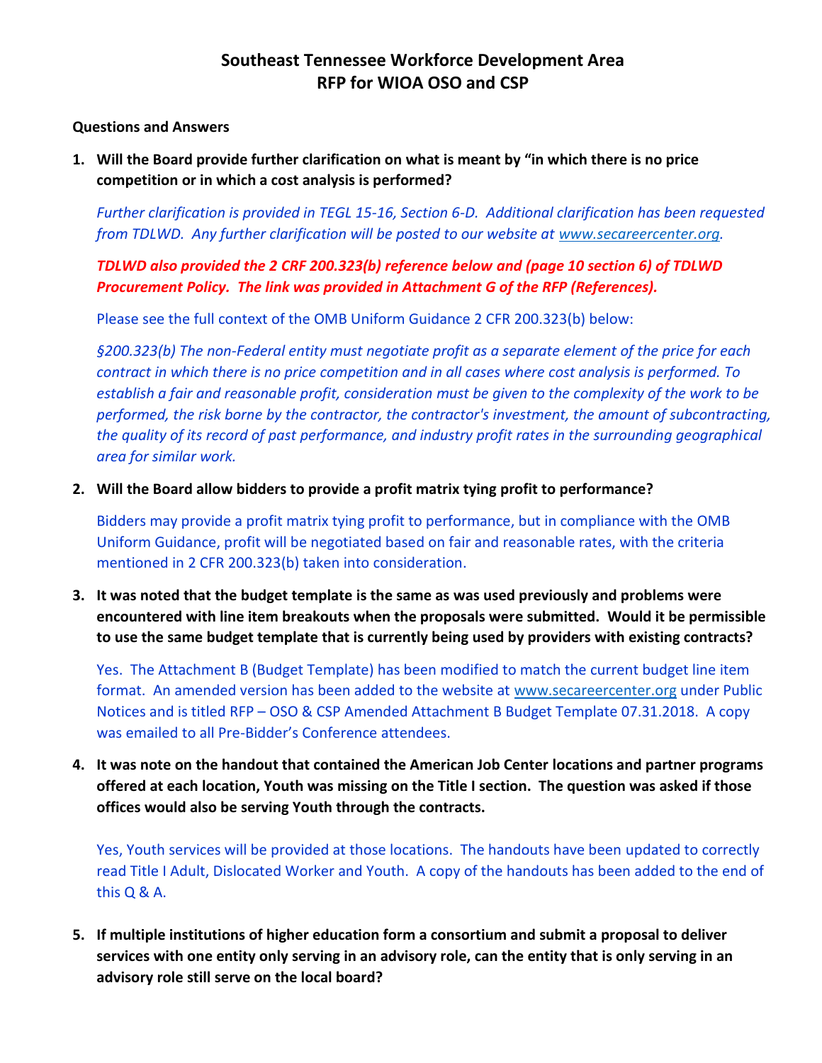# Southeast Tennessee Workforce Development Area
# RFP for WIOA OSO and CSP

**Questions and Answers**

1. **Will the Board provide further clarification on what is meant by "in which there is no price competition or in which a cost analysis is performed?**

   *Further clarification is provided in TEGL 15-16, Section 6-D. Additional clarification has been requested from TDLWD. Any further clarification will be posted to our website at www.secareercenter.org.*

   ***TDLWD also provided the 2 CRF 200.323(b) reference below and (page 10 section 6) of TDLWD Procurement Policy. The link was provided in Attachment G of the RFP (References).***

   Please see the full context of the OMB Uniform Guidance 2 CFR 200.323(b) below:

   *§200.323(b) The non-Federal entity must negotiate profit as a separate element of the price for each contract in which there is no price competition and in all cases where cost analysis is performed. To establish a fair and reasonable profit, consideration must be given to the complexity of the work to be performed, the risk borne by the contractor, the contractor's investment, the amount of subcontracting, the quality of its record of past performance, and industry profit rates in the surrounding geographical area for similar work.*

2. **Will the Board allow bidders to provide a profit matrix tying profit to performance?**

   Bidders may provide a profit matrix tying profit to performance, but in compliance with the OMB Uniform Guidance, profit will be negotiated based on fair and reasonable rates, with the criteria mentioned in 2 CFR 200.323(b) taken into consideration.

3. **It was noted that the budget template is the same as was used previously and problems were encountered with line item breakouts when the proposals were submitted. Would it be permissible to use the same budget template that is currently being used by providers with existing contracts?**

   Yes. The Attachment B (Budget Template) has been modified to match the current budget line item format. An amended version has been added to the website at www.secareercenter.org under Public Notices and is titled RFP – OSO & CSP Amended Attachment B Budget Template 07.31.2018. A copy was emailed to all Pre-Bidder's Conference attendees.

4. **It was note on the handout that contained the American Job Center locations and partner programs offered at each location, Youth was missing on the Title I section. The question was asked if those offices would also be serving Youth through the contracts.**

   Yes, Youth services will be provided at those locations. The handouts have been updated to correctly read Title I Adult, Dislocated Worker and Youth. A copy of the handouts has been added to the end of this Q & A.

5. **If multiple institutions of higher education form a consortium and submit a proposal to deliver services with one entity only serving in an advisory role, can the entity that is only serving in an advisory role still serve on the local board?**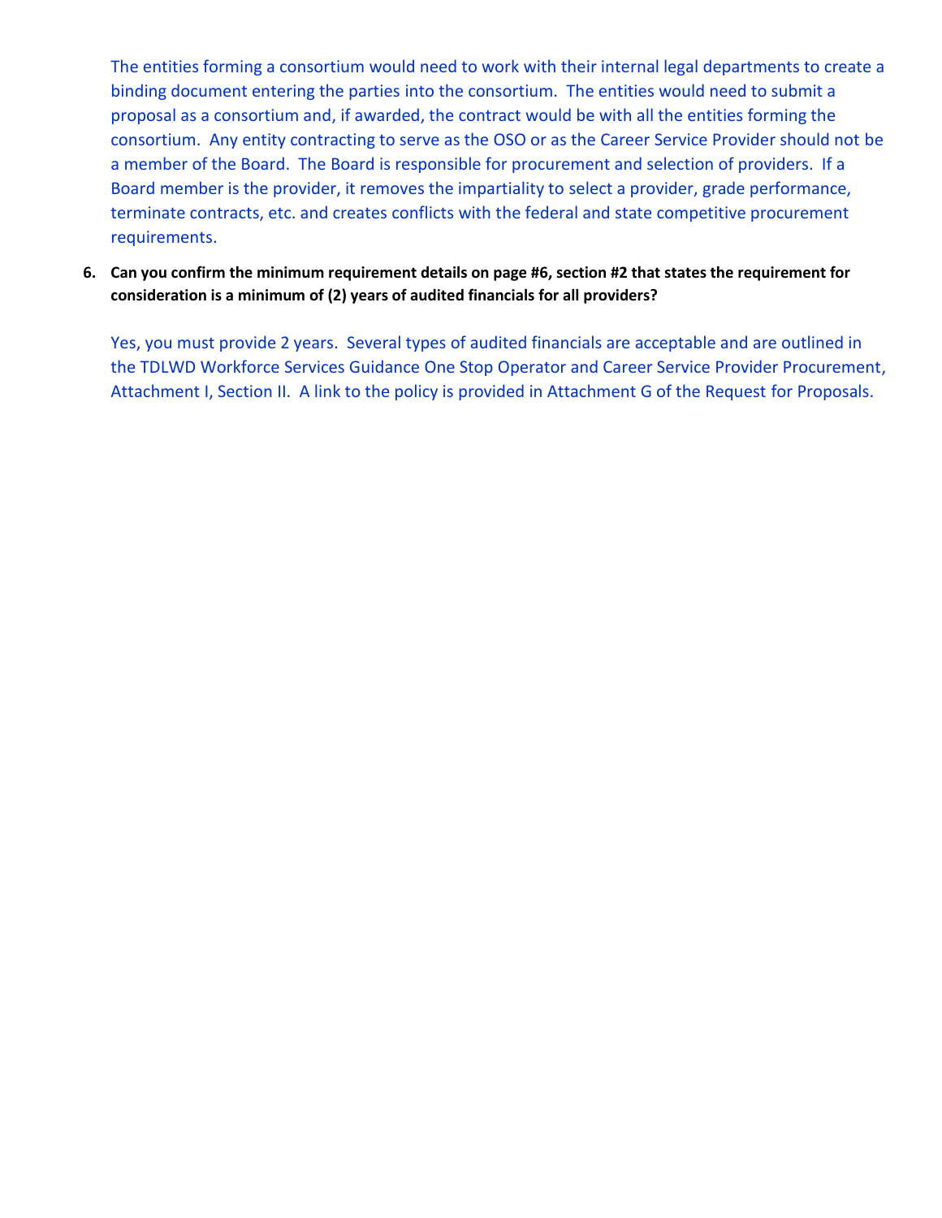The entities forming a consortium would need to work with their internal legal departments to create a binding document entering the parties into the consortium. The entities would need to submit a proposal as a consortium and, if awarded, the contract would be with all the entities forming the consortium. Any entity contracting to serve as the OSO or as the Career Service Provider should not be a member of the Board. The Board is responsible for procurement and selection of providers. If a Board member is the provider, it removes the impartiality to select a provider, grade performance, terminate contracts, etc. and creates conflicts with the federal and state competitive procurement requirements.

6. **Can you confirm the minimum requirement details on page #6, section #2 that states the requirement for consideration is a minimum of (2) years of audited financials for all providers?**

   Yes, you must provide 2 years. Several types of audited financials are acceptable and are outlined in the TDLWD Workforce Services Guidance One Stop Operator and Career Service Provider Procurement, Attachment I, Section II. A link to the policy is provided in Attachment G of the Request for Proposals.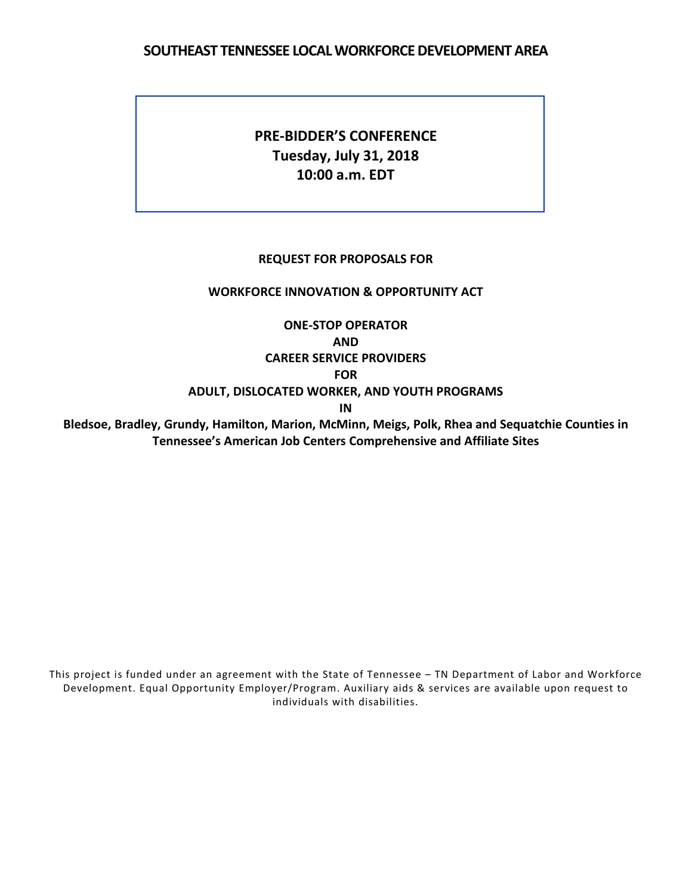# SOUTHEAST TENNESSEE LOCAL WORKFORCE DEVELOPMENT AREA

**PRE-BIDDER'S CONFERENCE**
**Tuesday, July 31, 2018**
**10:00 a.m. EDT**

**REQUEST FOR PROPOSALS FOR**

**WORKFORCE INNOVATION & OPPORTUNITY ACT**

**ONE-STOP OPERATOR**
**AND**
**CAREER SERVICE PROVIDERS**
**FOR**
**ADULT, DISLOCATED WORKER, AND YOUTH PROGRAMS**
**IN**
**Bledsoe, Bradley, Grundy, Hamilton, Marion, McMinn, Meigs, Polk, Rhea and Sequatchie Counties in Tennessee's American Job Centers Comprehensive and Affiliate Sites**

This project is funded under an agreement with the State of Tennessee – TN Department of Labor and Workforce Development. Equal Opportunity Employer/Program. Auxiliary aids & services are available upon request to individuals with disabilities.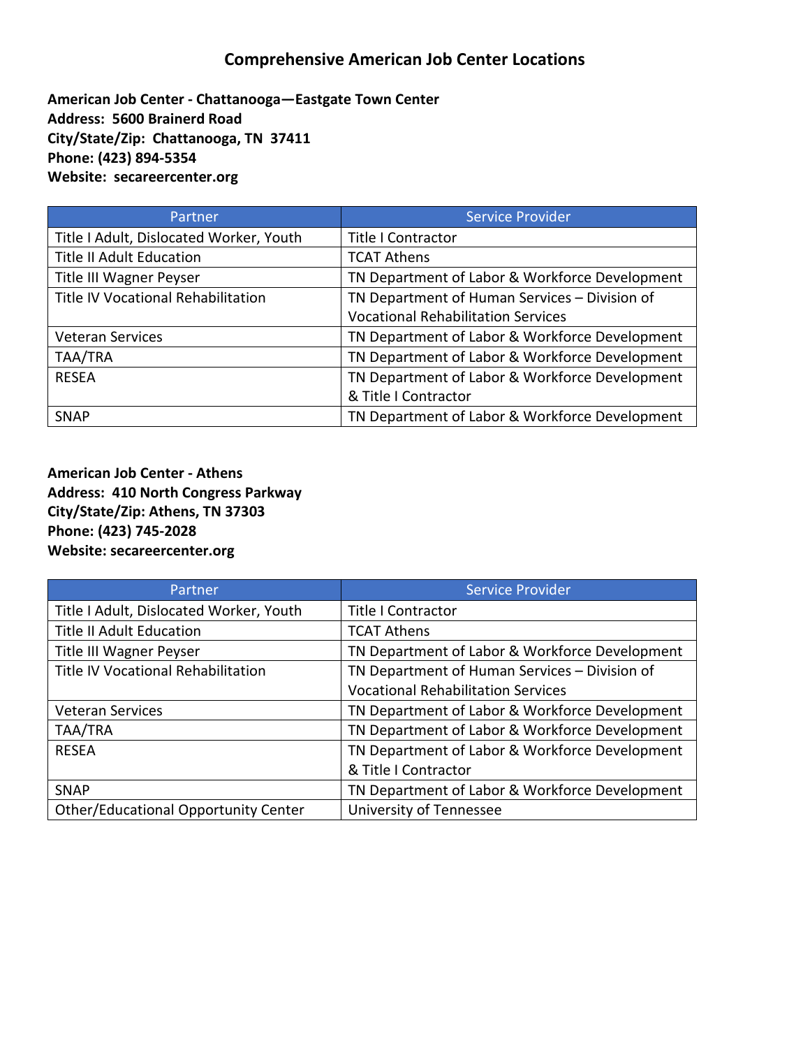# Comprehensive American Job Center Locations

**American Job Center - Chattanooga—Eastgate Town Center**
**Address: 5600 Brainerd Road**
**City/State/Zip: Chattanooga, TN 37411**
**Phone: (423) 894-5354**
**Website: secareercenter.org**

| Partner | Service Provider |
| --- | --- |
| Title I Adult, Dislocated Worker, Youth | Title I Contractor |
| Title II Adult Education | TCAT Athens |
| Title III Wagner Peyser | TN Department of Labor & Workforce Development |
| Title IV Vocational Rehabilitation | TN Department of Human Services – Division of Vocational Rehabilitation Services |
| Veteran Services | TN Department of Labor & Workforce Development |
| TAA/TRA | TN Department of Labor & Workforce Development |
| RESEA | TN Department of Labor & Workforce Development & Title I Contractor |
| SNAP | TN Department of Labor & Workforce Development |

**American Job Center - Athens**
**Address: 410 North Congress Parkway**
**City/State/Zip: Athens, TN 37303**
**Phone: (423) 745-2028**
**Website: secareercenter.org**

| Partner | Service Provider |
| --- | --- |
| Title I Adult, Dislocated Worker, Youth | Title I Contractor |
| Title II Adult Education | TCAT Athens |
| Title III Wagner Peyser | TN Department of Labor & Workforce Development |
| Title IV Vocational Rehabilitation | TN Department of Human Services – Division of Vocational Rehabilitation Services |
| Veteran Services | TN Department of Labor & Workforce Development |
| TAA/TRA | TN Department of Labor & Workforce Development |
| RESEA | TN Department of Labor & Workforce Development & Title I Contractor |
| SNAP | TN Department of Labor & Workforce Development |
| Other/Educational Opportunity Center | University of Tennessee |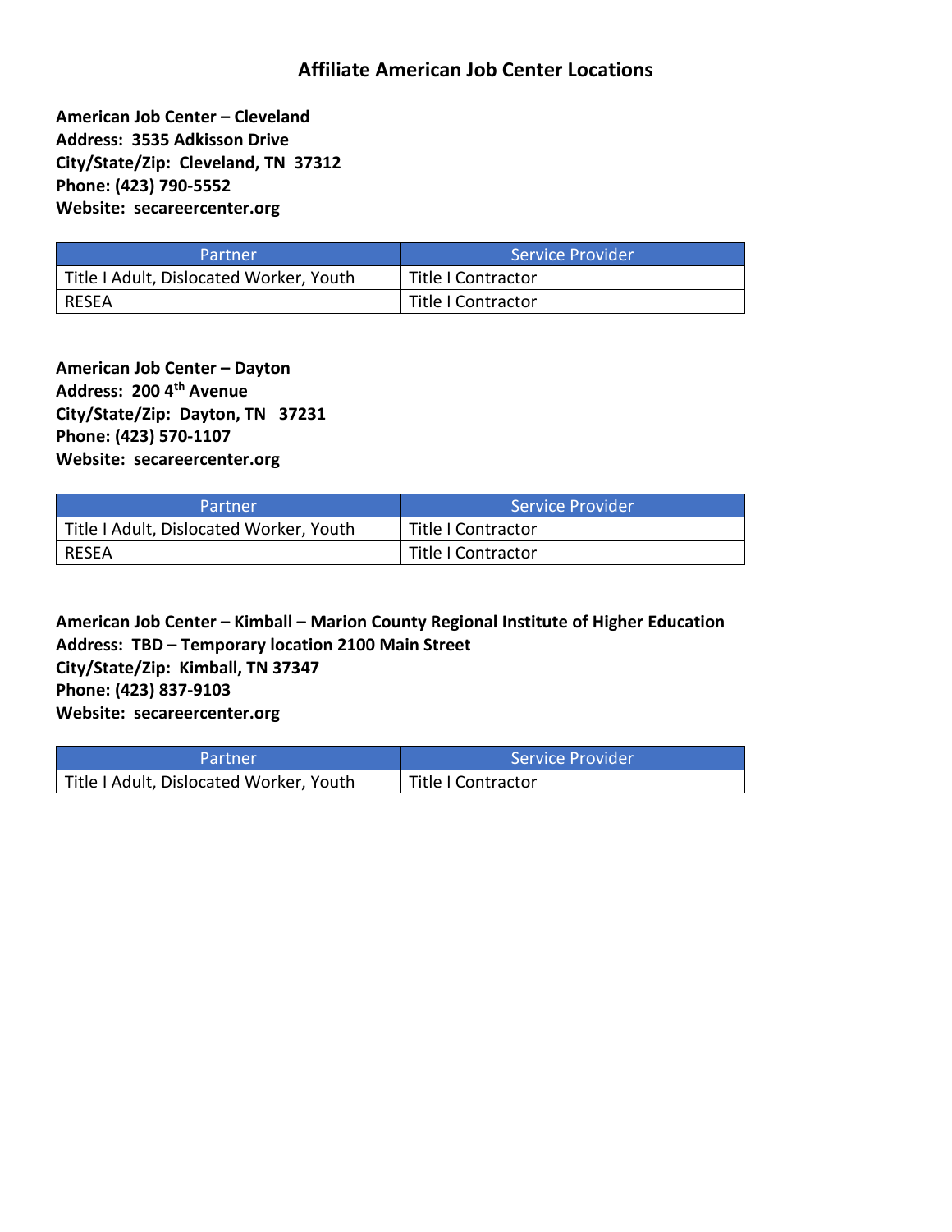# Affiliate American Job Center Locations

**American Job Center – Cleveland**
**Address: 3535 Adkisson Drive**
**City/State/Zip: Cleveland, TN 37312**
**Phone: (423) 790-5552**
**Website: secareercenter.org**

| Partner | Service Provider |
|---|---|
| Title I Adult, Dislocated Worker, Youth | Title I Contractor |
| RESEA | Title I Contractor |

**American Job Center – Dayton**
**Address: 200 4th Avenue**
**City/State/Zip: Dayton, TN 37231**
**Phone: (423) 570-1107**
**Website: secareercenter.org**

| Partner | Service Provider |
|---|---|
| Title I Adult, Dislocated Worker, Youth | Title I Contractor |
| RESEA | Title I Contractor |

**American Job Center – Kimball – Marion County Regional Institute of Higher Education**
**Address: TBD – Temporary location 2100 Main Street**
**City/State/Zip: Kimball, TN 37347**
**Phone: (423) 837-9103**
**Website: secareercenter.org**

| Partner | Service Provider |
|---|---|
| Title I Adult, Dislocated Worker, Youth | Title I Contractor |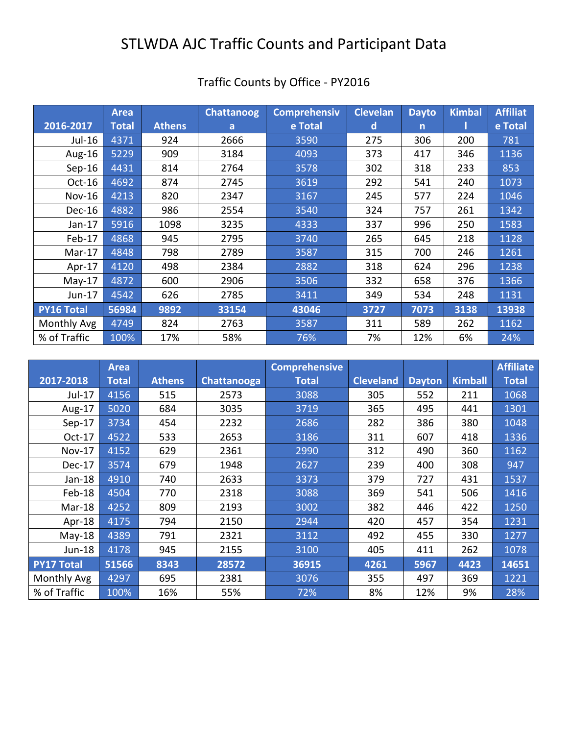# STLWDA AJC Traffic Counts and Participant Data

## Traffic Counts by Office - PY2016

| 2016-2017 | Area Total | Athens | Chattanooga | Comprehensive Total | Cleveland | Dayton | Kimball | Affiliate Total |
|---|---|---|---|---|---|---|---|---|
| Jul-16 | 4371 | 924 | 2666 | 3590 | 275 | 306 | 200 | 781 |
| Aug-16 | 5229 | 909 | 3184 | 4093 | 373 | 417 | 346 | 1136 |
| Sep-16 | 4431 | 814 | 2764 | 3578 | 302 | 318 | 233 | 853 |
| Oct-16 | 4692 | 874 | 2745 | 3619 | 292 | 541 | 240 | 1073 |
| Nov-16 | 4213 | 820 | 2347 | 3167 | 245 | 577 | 224 | 1046 |
| Dec-16 | 4882 | 986 | 2554 | 3540 | 324 | 757 | 261 | 1342 |
| Jan-17 | 5916 | 1098 | 3235 | 4333 | 337 | 996 | 250 | 1583 |
| Feb-17 | 4868 | 945 | 2795 | 3740 | 265 | 645 | 218 | 1128 |
| Mar-17 | 4848 | 798 | 2789 | 3587 | 315 | 700 | 246 | 1261 |
| Apr-17 | 4120 | 498 | 2384 | 2882 | 318 | 624 | 296 | 1238 |
| May-17 | 4872 | 600 | 2906 | 3506 | 332 | 658 | 376 | 1366 |
| Jun-17 | 4542 | 626 | 2785 | 3411 | 349 | 534 | 248 | 1131 |
| **PY16 Total** | **56984** | **9892** | **33154** | **43046** | **3727** | **7073** | **3138** | **13938** |
| Monthly Avg | 4749 | 824 | 2763 | 3587 | 311 | 589 | 262 | 1162 |
| % of Traffic | 100% | 17% | 58% | 76% | 7% | 12% | 6% | 24% |

| 2017-2018 | Area Total | Athens | Chattanooga | Comprehensive Total | Cleveland | Dayton | Kimball | Affiliate Total |
|---|---|---|---|---|---|---|---|---|
| Jul-17 | 4156 | 515 | 2573 | 3088 | 305 | 552 | 211 | 1068 |
| Aug-17 | 5020 | 684 | 3035 | 3719 | 365 | 495 | 441 | 1301 |
| Sep-17 | 3734 | 454 | 2232 | 2686 | 282 | 386 | 380 | 1048 |
| Oct-17 | 4522 | 533 | 2653 | 3186 | 311 | 607 | 418 | 1336 |
| Nov-17 | 4152 | 629 | 2361 | 2990 | 312 | 490 | 360 | 1162 |
| Dec-17 | 3574 | 679 | 1948 | 2627 | 239 | 400 | 308 | 947 |
| Jan-18 | 4910 | 740 | 2633 | 3373 | 379 | 727 | 431 | 1537 |
| Feb-18 | 4504 | 770 | 2318 | 3088 | 369 | 541 | 506 | 1416 |
| Mar-18 | 4252 | 809 | 2193 | 3002 | 382 | 446 | 422 | 1250 |
| Apr-18 | 4175 | 794 | 2150 | 2944 | 420 | 457 | 354 | 1231 |
| May-18 | 4389 | 791 | 2321 | 3112 | 492 | 455 | 330 | 1277 |
| Jun-18 | 4178 | 945 | 2155 | 3100 | 405 | 411 | 262 | 1078 |
| **PY17 Total** | **51566** | **8343** | **28572** | **36915** | **4261** | **5967** | **4423** | **14651** |
| Monthly Avg | 4297 | 695 | 2381 | 3076 | 355 | 497 | 369 | 1221 |
| % of Traffic | 100% | 16% | 55% | 72% | 8% | 12% | 9% | 28% |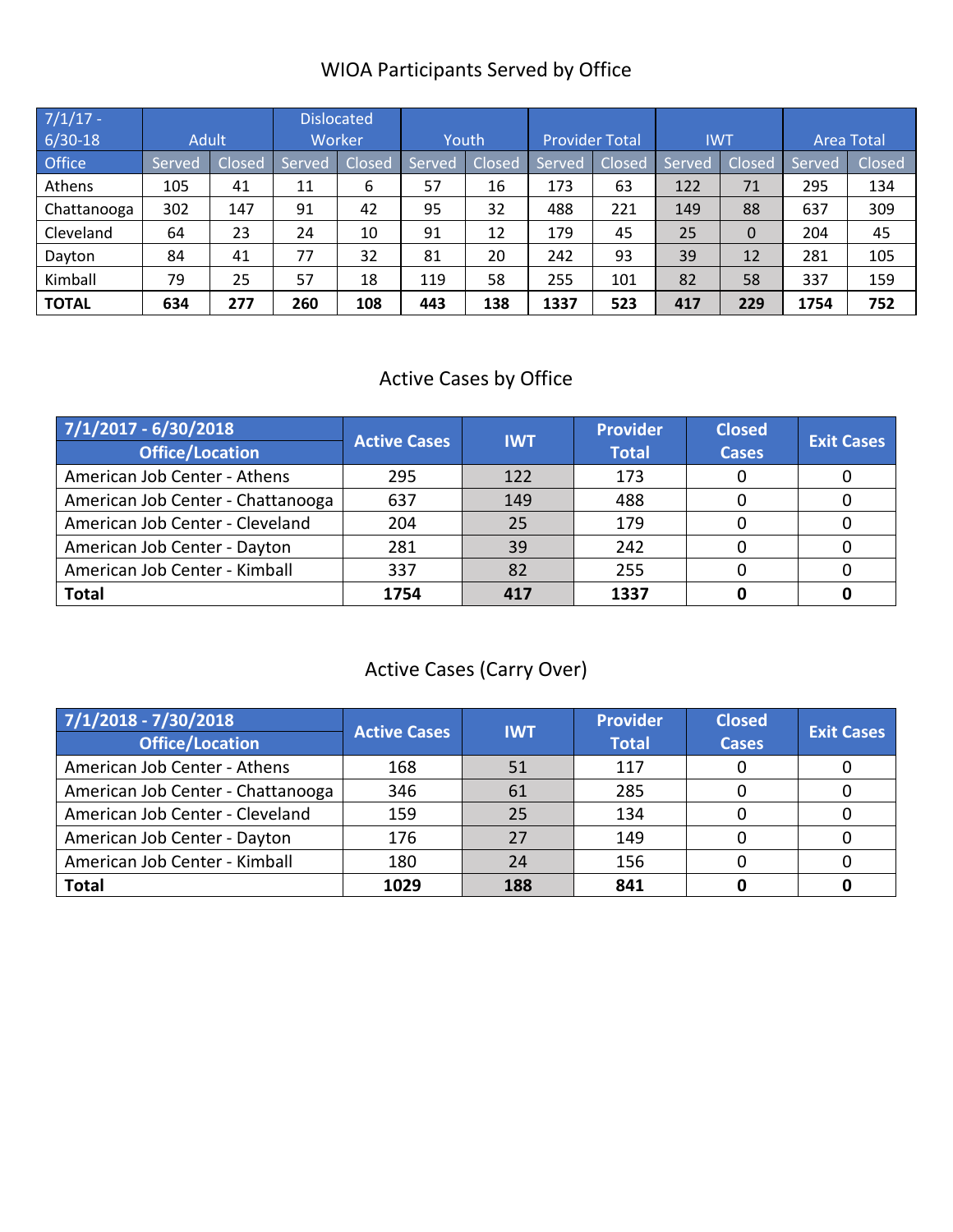## WIOA Participants Served by Office

| 7/1/17 - 6/30-18 | Adult | | Dislocated Worker | | Youth | | Provider Total | | IWT | | Area Total | |
|---|---|---|---|---|---|---|---|---|---|---|---|---|
| Office | Served | Closed | Served | Closed | Served | Closed | Served | Closed | Served | Closed | Served | Closed |
| Athens | 105 | 41 | 11 | 6 | 57 | 16 | 173 | 63 | 122 | 71 | 295 | 134 |
| Chattanooga | 302 | 147 | 91 | 42 | 95 | 32 | 488 | 221 | 149 | 88 | 637 | 309 |
| Cleveland | 64 | 23 | 24 | 10 | 91 | 12 | 179 | 45 | 25 | 0 | 204 | 45 |
| Dayton | 84 | 41 | 77 | 32 | 81 | 20 | 242 | 93 | 39 | 12 | 281 | 105 |
| Kimball | 79 | 25 | 57 | 18 | 119 | 58 | 255 | 101 | 82 | 58 | 337 | 159 |
| **TOTAL** | **634** | **277** | **260** | **108** | **443** | **138** | **1337** | **523** | **417** | **229** | **1754** | **752** |

## Active Cases by Office

| 7/1/2017 - 6/30/2018 Office/Location | Active Cases | IWT | Provider Total | Closed Cases | Exit Cases |
|---|---|---|---|---|---|
| American Job Center - Athens | 295 | 122 | 173 | 0 | 0 |
| American Job Center - Chattanooga | 637 | 149 | 488 | 0 | 0 |
| American Job Center - Cleveland | 204 | 25 | 179 | 0 | 0 |
| American Job Center - Dayton | 281 | 39 | 242 | 0 | 0 |
| American Job Center - Kimball | 337 | 82 | 255 | 0 | 0 |
| **Total** | **1754** | **417** | **1337** | **0** | **0** |

## Active Cases (Carry Over)

| 7/1/2018 - 7/30/2018 Office/Location | Active Cases | IWT | Provider Total | Closed Cases | Exit Cases |
|---|---|---|---|---|---|
| American Job Center - Athens | 168 | 51 | 117 | 0 | 0 |
| American Job Center - Chattanooga | 346 | 61 | 285 | 0 | 0 |
| American Job Center - Cleveland | 159 | 25 | 134 | 0 | 0 |
| American Job Center - Dayton | 176 | 27 | 149 | 0 | 0 |
| American Job Center - Kimball | 180 | 24 | 156 | 0 | 0 |
| **Total** | **1029** | **188** | **841** | **0** | **0** |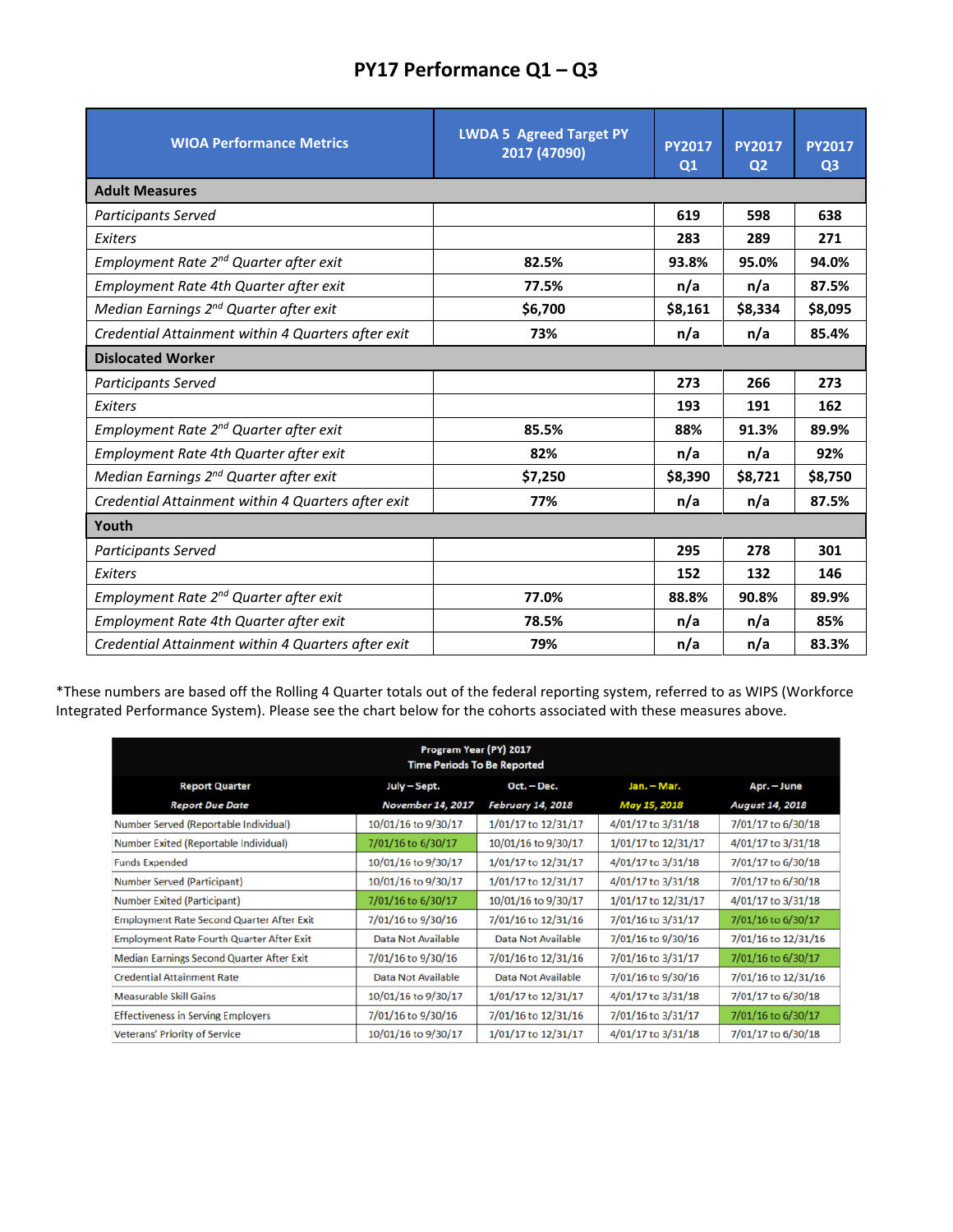# PY17 Performance Q1 – Q3

| WIOA Performance Metrics | LWDA 5 Agreed Target PY 2017 (47090) | PY2017 Q1 | PY2017 Q2 | PY2017 Q3 |
|---|---|---|---|---|
| **Adult Measures** | | | | |
| *Participants Served* | | 619 | 598 | 638 |
| *Exiters* | | 283 | 289 | 271 |
| *Employment Rate 2nd Quarter after exit* | 82.5% | 93.8% | 95.0% | 94.0% |
| *Employment Rate 4th Quarter after exit* | 77.5% | n/a | n/a | 87.5% |
| *Median Earnings 2nd Quarter after exit* | $6,700 | $8,161 | $8,334 | $8,095 |
| *Credential Attainment within 4 Quarters after exit* | 73% | n/a | n/a | 85.4% |
| **Dislocated Worker** | | | | |
| *Participants Served* | | 273 | 266 | 273 |
| *Exiters* | | 193 | 191 | 162 |
| *Employment Rate 2nd Quarter after exit* | 85.5% | 88% | 91.3% | 89.9% |
| *Employment Rate 4th Quarter after exit* | 82% | n/a | n/a | 92% |
| *Median Earnings 2nd Quarter after exit* | $7,250 | $8,390 | $8,721 | $8,750 |
| *Credential Attainment within 4 Quarters after exit* | 77% | n/a | n/a | 87.5% |
| **Youth** | | | | |
| *Participants Served* | | 295 | 278 | 301 |
| *Exiters* | | 152 | 132 | 146 |
| *Employment Rate 2nd Quarter after exit* | 77.0% | 88.8% | 90.8% | 89.9% |
| *Employment Rate 4th Quarter after exit* | 78.5% | n/a | n/a | 85% |
| *Credential Attainment within 4 Quarters after exit* | 79% | n/a | n/a | 83.3% |

*These numbers are based off the Rolling 4 Quarter totals out of the federal reporting system, referred to as WIPS (Workforce Integrated Performance System). Please see the chart below for the cohorts associated with these measures above.

| Program Year (PY) 2017 Time Periods To Be Reported | | | | |
|---|---|---|---|---|
| **Report Quarter** | **July – Sept.** | **Oct. – Dec.** | **Jan. – Mar.** | **Apr. – June** |
| ***Report Due Date*** | ***November 14, 2017*** | ***February 14, 2018*** | ***May 15, 2018*** | ***August 14, 2018*** |
| Number Served (Reportable Individual) | 10/01/16 to 9/30/17 | 1/01/17 to 12/31/17 | 4/01/17 to 3/31/18 | 7/01/17 to 6/30/18 |
| Number Exited (Reportable Individual) | 7/01/16 to 6/30/17 | 10/01/16 to 9/30/17 | 1/01/17 to 12/31/17 | 4/01/17 to 3/31/18 |
| Funds Expended | 10/01/16 to 9/30/17 | 1/01/17 to 12/31/17 | 4/01/17 to 3/31/18 | 7/01/17 to 6/30/18 |
| Number Served (Participant) | 10/01/16 to 9/30/17 | 1/01/17 to 12/31/17 | 4/01/17 to 3/31/18 | 7/01/17 to 6/30/18 |
| Number Exited (Participant) | 7/01/16 to 6/30/17 | 10/01/16 to 9/30/17 | 1/01/17 to 12/31/17 | 4/01/17 to 3/31/18 |
| Employment Rate Second Quarter After Exit | 7/01/16 to 9/30/16 | 7/01/16 to 12/31/16 | 7/01/16 to 3/31/17 | 7/01/16 to 6/30/17 |
| Employment Rate Fourth Quarter After Exit | Data Not Available | Data Not Available | 7/01/16 to 9/30/16 | 7/01/16 to 12/31/16 |
| Median Earnings Second Quarter After Exit | 7/01/16 to 9/30/16 | 7/01/16 to 12/31/16 | 7/01/16 to 3/31/17 | 7/01/16 to 6/30/17 |
| Credential Attainment Rate | Data Not Available | Data Not Available | 7/01/16 to 9/30/16 | 7/01/16 to 12/31/16 |
| Measurable Skill Gains | 10/01/16 to 9/30/17 | 1/01/17 to 12/31/17 | 4/01/17 to 3/31/18 | 7/01/17 to 6/30/18 |
| Effectiveness in Serving Employers | 7/01/16 to 9/30/16 | 7/01/16 to 12/31/16 | 7/01/16 to 3/31/17 | 7/01/16 to 6/30/17 |
| Veterans' Priority of Service | 10/01/16 to 9/30/17 | 1/01/17 to 12/31/17 | 4/01/17 to 3/31/18 | 7/01/17 to 6/30/18 |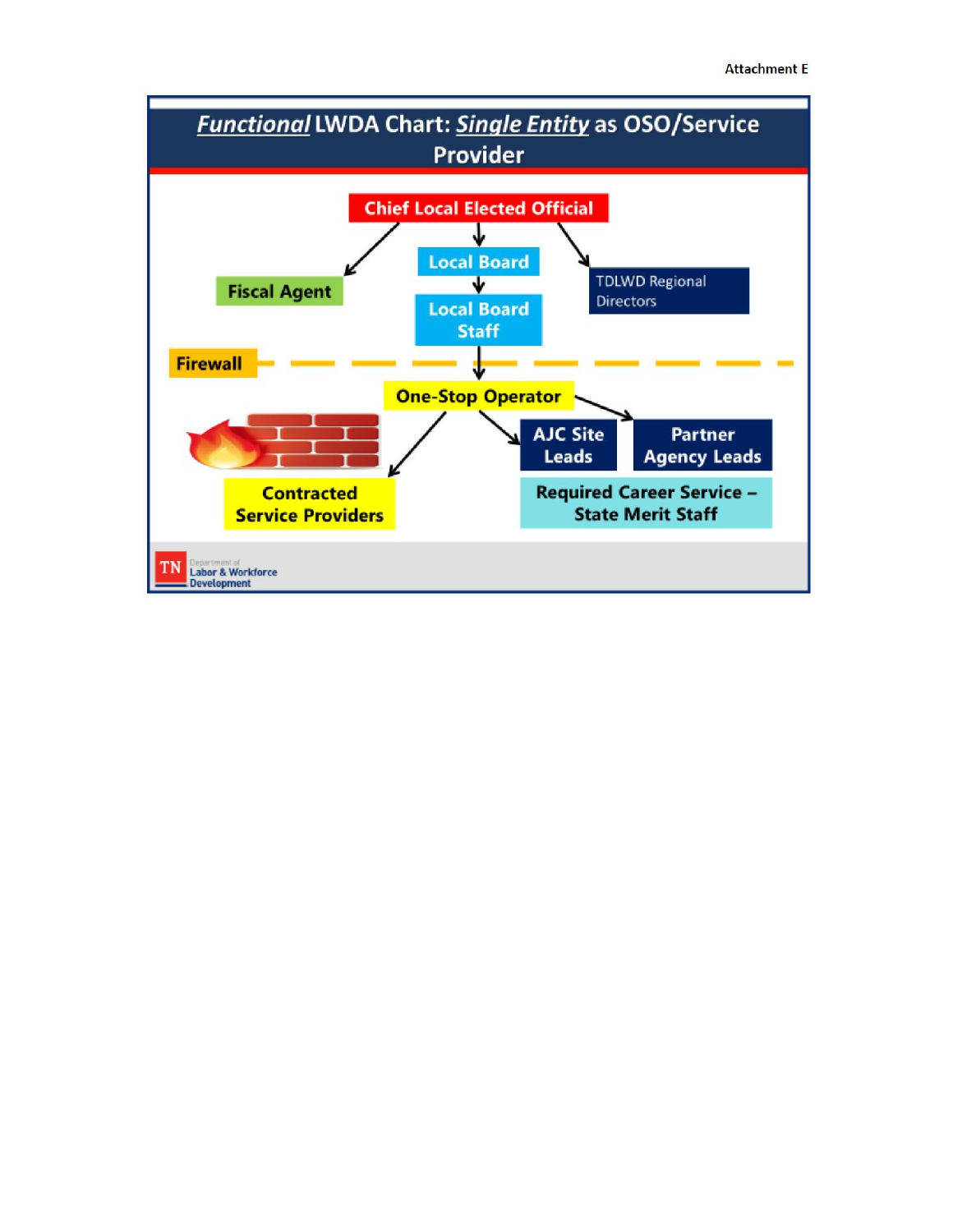Attachment E

# *Functional* LWDA Chart: *Single Entity* as OSO/Service Provider

Chief Local Elected Official

Fiscal Agent

Local Board

Local Board Staff

TDLWD Regional Directors

Firewall

One-Stop Operator

Contracted Service Providers

AJC Site Leads

Partner Agency Leads

Required Career Service – State Merit Staff

TN Department of Labor & Workforce Development